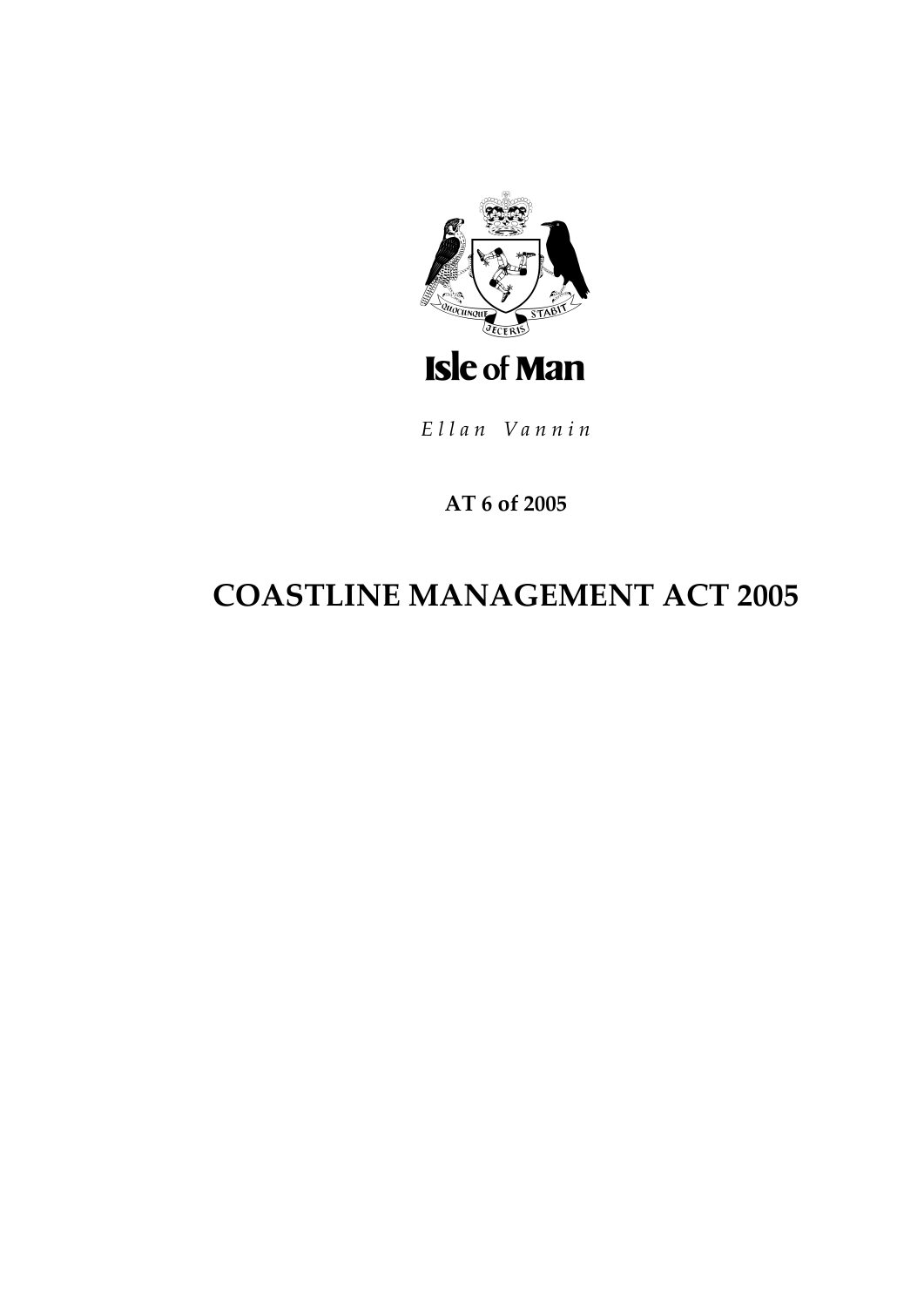Isle of Man

*Ellan Vannin*

**AT 6 of 2005**

# COASTLINE MANAGEMENT ACT 2005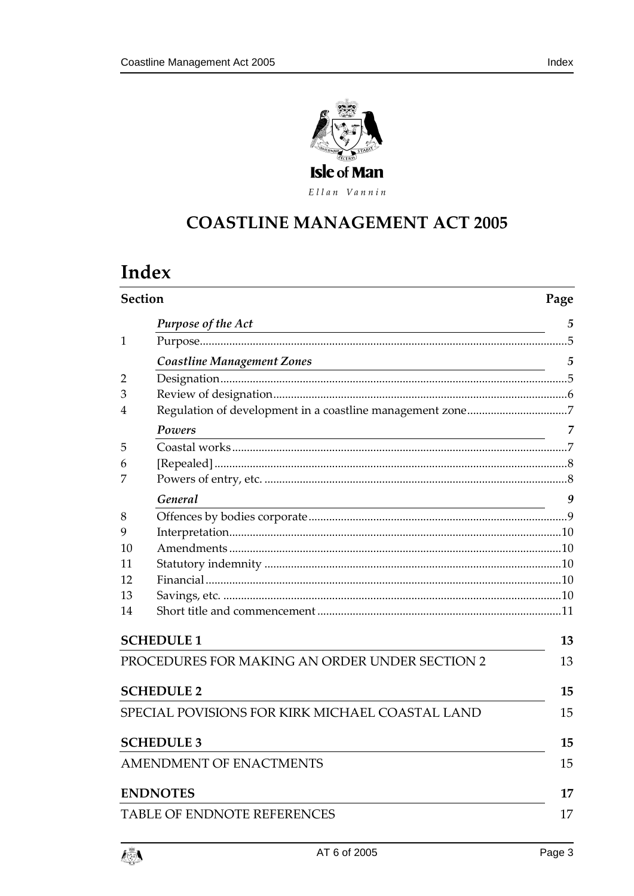Isle of Man

Ellan Vannin

# COASTLINE MANAGEMENT ACT 2005

# Index

| Section | | Page |
|---|---|---|
| | ***Purpose of the Act*** | ***5*** |
| 1 | Purpose | 5 |
| | ***Coastline Management Zones*** | ***5*** |
| 2 | Designation | 5 |
| 3 | Review of designation | 6 |
| 4 | Regulation of development in a coastline management zone | 7 |
| | ***Powers*** | ***7*** |
| 5 | Coastal works | 7 |
| 6 | [Repealed] | 8 |
| 7 | Powers of entry, etc. | 8 |
| | ***General*** | ***9*** |
| 8 | Offences by bodies corporate | 9 |
| 9 | Interpretation | 10 |
| 10 | Amendments | 10 |
| 11 | Statutory indemnity | 10 |
| 12 | Financial | 10 |
| 13 | Savings, etc. | 10 |
| 14 | Short title and commencement | 11 |

**SCHEDULE 1** 13

PROCEDURES FOR MAKING AN ORDER UNDER SECTION 2 13

**SCHEDULE 2** 15

SPECIAL POVISIONS FOR KIRK MICHAEL COASTAL LAND 15

**SCHEDULE 3** 15

AMENDMENT OF ENACTMENTS 15

**ENDNOTES** 17

TABLE OF ENDNOTE REFERENCES 17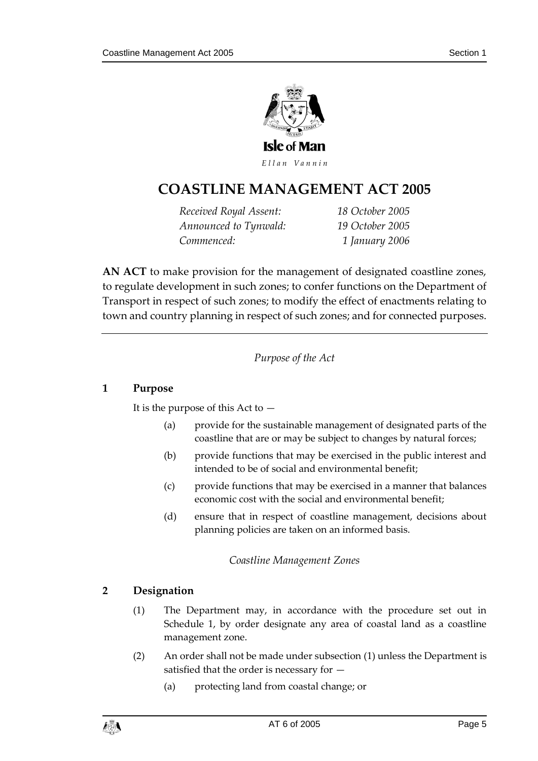Isle of Man

*Ellan Vannin*

# COASTLINE MANAGEMENT ACT 2005

| | |
|---|---|
| *Received Royal Assent:* | *18 October 2005* |
| *Announced to Tynwald:* | *19 October 2005* |
| *Commenced:* | *1 January 2006* |

**AN ACT** to make provision for the management of designated coastline zones, to regulate development in such zones; to confer functions on the Department of Transport in respect of such zones; to modify the effect of enactments relating to town and country planning in respect of such zones; and for connected purposes.

*Purpose of the Act*

### 1 Purpose

It is the purpose of this Act to —

(a) provide for the sustainable management of designated parts of the coastline that are or may be subject to changes by natural forces;

(b) provide functions that may be exercised in the public interest and intended to be of social and environmental benefit;

(c) provide functions that may be exercised in a manner that balances economic cost with the social and environmental benefit;

(d) ensure that in respect of coastline management, decisions about planning policies are taken on an informed basis.

*Coastline Management Zones*

### 2 Designation

(1) The Department may, in accordance with the procedure set out in Schedule 1, by order designate any area of coastal land as a coastline management zone.

(2) An order shall not be made under subsection (1) unless the Department is satisfied that the order is necessary for —

(a) protecting land from coastal change; or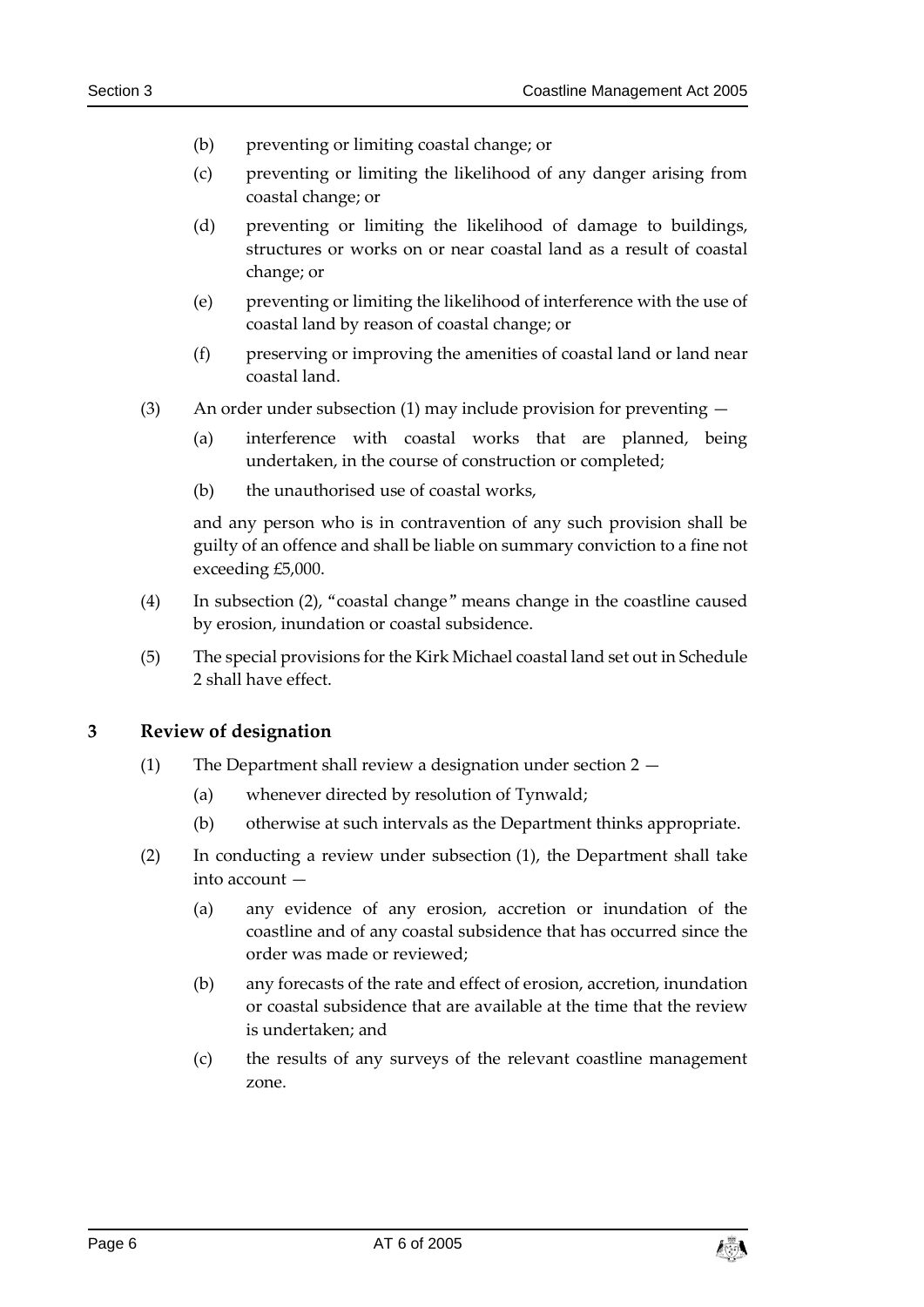(b) preventing or limiting coastal change; or

(c) preventing or limiting the likelihood of any danger arising from coastal change; or

(d) preventing or limiting the likelihood of damage to buildings, structures or works on or near coastal land as a result of coastal change; or

(e) preventing or limiting the likelihood of interference with the use of coastal land by reason of coastal change; or

(f) preserving or improving the amenities of coastal land or land near coastal land.

(3) An order under subsection (1) may include provision for preventing —

(a) interference with coastal works that are planned, being undertaken, in the course of construction or completed;

(b) the unauthorised use of coastal works,

and any person who is in contravention of any such provision shall be guilty of an offence and shall be liable on summary conviction to a fine not exceeding £5,000.

(4) In subsection (2), "coastal change" means change in the coastline caused by erosion, inundation or coastal subsidence.

(5) The special provisions for the Kirk Michael coastal land set out in Schedule 2 shall have effect.

## 3 Review of designation

(1) The Department shall review a designation under section 2 —

(a) whenever directed by resolution of Tynwald;

(b) otherwise at such intervals as the Department thinks appropriate.

(2) In conducting a review under subsection (1), the Department shall take into account —

(a) any evidence of any erosion, accretion or inundation of the coastline and of any coastal subsidence that has occurred since the order was made or reviewed;

(b) any forecasts of the rate and effect of erosion, accretion, inundation or coastal subsidence that are available at the time that the review is undertaken; and

(c) the results of any surveys of the relevant coastline management zone.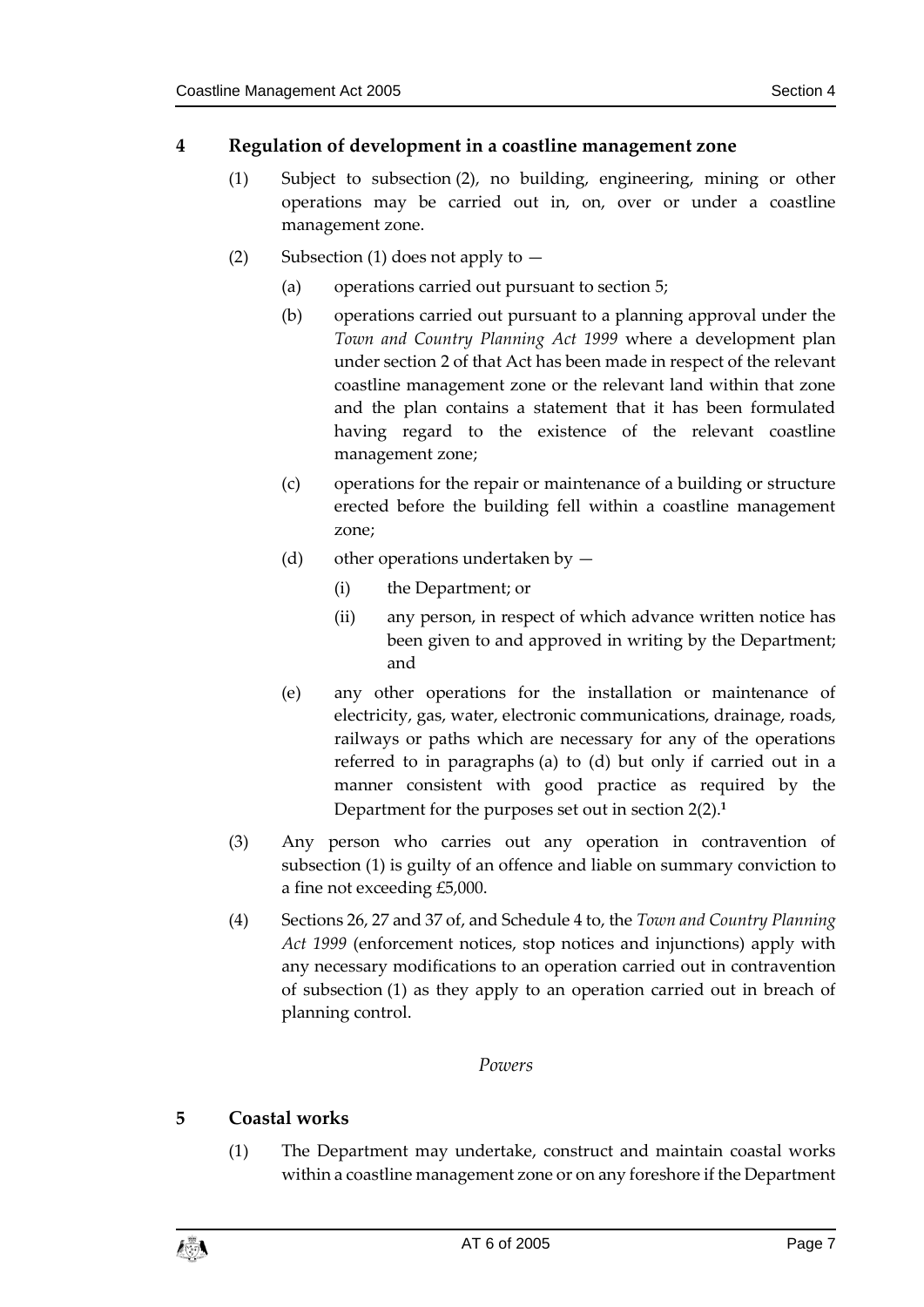## 4 Regulation of development in a coastline management zone

(1) Subject to subsection (2), no building, engineering, mining or other operations may be carried out in, on, over or under a coastline management zone.

(2) Subsection (1) does not apply to —

(a) operations carried out pursuant to section 5;

(b) operations carried out pursuant to a planning approval under the *Town and Country Planning Act 1999* where a development plan under section 2 of that Act has been made in respect of the relevant coastline management zone or the relevant land within that zone and the plan contains a statement that it has been formulated having regard to the existence of the relevant coastline management zone;

(c) operations for the repair or maintenance of a building or structure erected before the building fell within a coastline management zone;

(d) other operations undertaken by —

(i) the Department; or

(ii) any person, in respect of which advance written notice has been given to and approved in writing by the Department; and

(e) any other operations for the installation or maintenance of electricity, gas, water, electronic communications, drainage, roads, railways or paths which are necessary for any of the operations referred to in paragraphs (a) to (d) but only if carried out in a manner consistent with good practice as required by the Department for the purposes set out in section 2(2).[1]

(3) Any person who carries out any operation in contravention of subsection (1) is guilty of an offence and liable on summary conviction to a fine not exceeding £5,000.

(4) Sections 26, 27 and 37 of, and Schedule 4 to, the *Town and Country Planning Act 1999* (enforcement notices, stop notices and injunctions) apply with any necessary modifications to an operation carried out in contravention of subsection (1) as they apply to an operation carried out in breach of planning control.

*Powers*

## 5 Coastal works

(1) The Department may undertake, construct and maintain coastal works within a coastline management zone or on any foreshore if the Department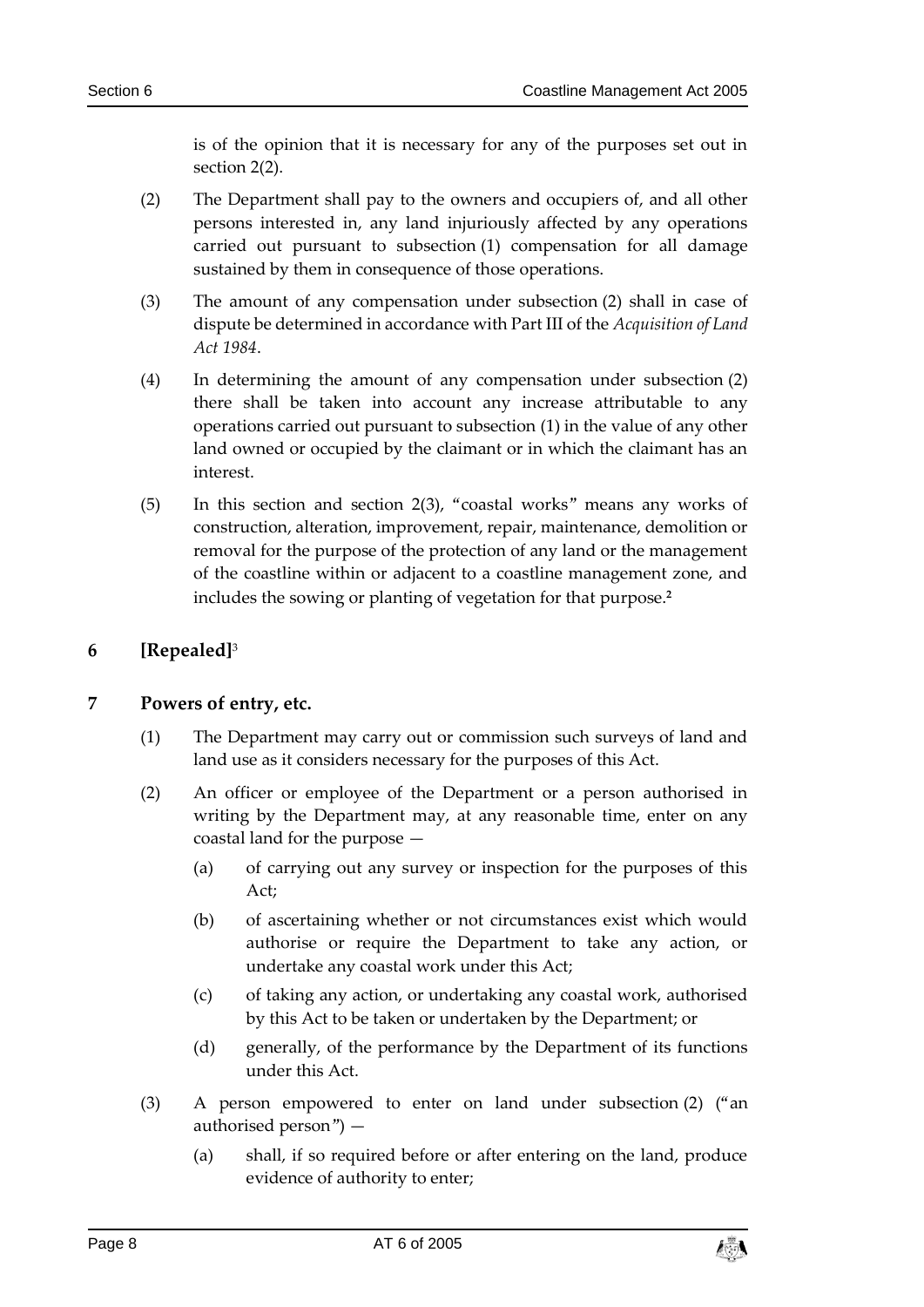is of the opinion that it is necessary for any of the purposes set out in section 2(2).

(2) The Department shall pay to the owners and occupiers of, and all other persons interested in, any land injuriously affected by any operations carried out pursuant to subsection (1) compensation for all damage sustained by them in consequence of those operations.

(3) The amount of any compensation under subsection (2) shall in case of dispute be determined in accordance with Part III of the *Acquisition of Land Act 1984*.

(4) In determining the amount of any compensation under subsection (2) there shall be taken into account any increase attributable to any operations carried out pursuant to subsection (1) in the value of any other land owned or occupied by the claimant or in which the claimant has an interest.

(5) In this section and section 2(3), "coastal works" means any works of construction, alteration, improvement, repair, maintenance, demolition or removal for the purpose of the protection of any land or the management of the coastline within or adjacent to a coastline management zone, and includes the sowing or planting of vegetation for that purpose.[2]

## 6 [Repealed][3]

## 7 Powers of entry, etc.

(1) The Department may carry out or commission such surveys of land and land use as it considers necessary for the purposes of this Act.

(2) An officer or employee of the Department or a person authorised in writing by the Department may, at any reasonable time, enter on any coastal land for the purpose —

(a) of carrying out any survey or inspection for the purposes of this Act;

(b) of ascertaining whether or not circumstances exist which would authorise or require the Department to take any action, or undertake any coastal work under this Act;

(c) of taking any action, or undertaking any coastal work, authorised by this Act to be taken or undertaken by the Department; or

(d) generally, of the performance by the Department of its functions under this Act.

(3) A person empowered to enter on land under subsection (2) ("an authorised person") —

(a) shall, if so required before or after entering on the land, produce evidence of authority to enter;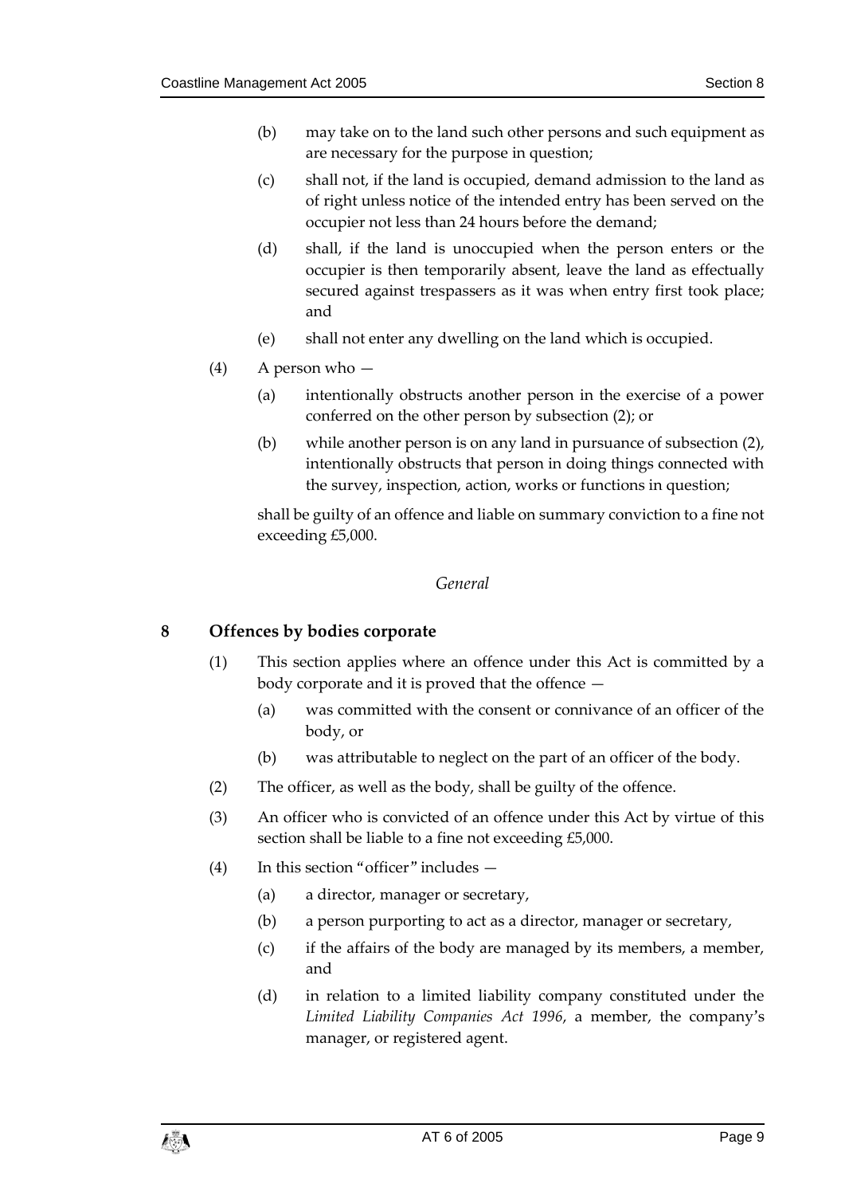(b) may take on to the land such other persons and such equipment as are necessary for the purpose in question;

(c) shall not, if the land is occupied, demand admission to the land as of right unless notice of the intended entry has been served on the occupier not less than 24 hours before the demand;

(d) shall, if the land is unoccupied when the person enters or the occupier is then temporarily absent, leave the land as effectually secured against trespassers as it was when entry first took place; and

(e) shall not enter any dwelling on the land which is occupied.

(4) A person who —

(a) intentionally obstructs another person in the exercise of a power conferred on the other person by subsection (2); or

(b) while another person is on any land in pursuance of subsection (2), intentionally obstructs that person in doing things connected with the survey, inspection, action, works or functions in question;

shall be guilty of an offence and liable on summary conviction to a fine not exceeding £5,000.

*General*

## 8 Offences by bodies corporate

(1) This section applies where an offence under this Act is committed by a body corporate and it is proved that the offence —

(a) was committed with the consent or connivance of an officer of the body, or

(b) was attributable to neglect on the part of an officer of the body.

(2) The officer, as well as the body, shall be guilty of the offence.

(3) An officer who is convicted of an offence under this Act by virtue of this section shall be liable to a fine not exceeding £5,000.

(4) In this section "officer" includes —

(a) a director, manager or secretary,

(b) a person purporting to act as a director, manager or secretary,

(c) if the affairs of the body are managed by its members, a member, and

(d) in relation to a limited liability company constituted under the *Limited Liability Companies Act 1996*, a member, the company's manager, or registered agent.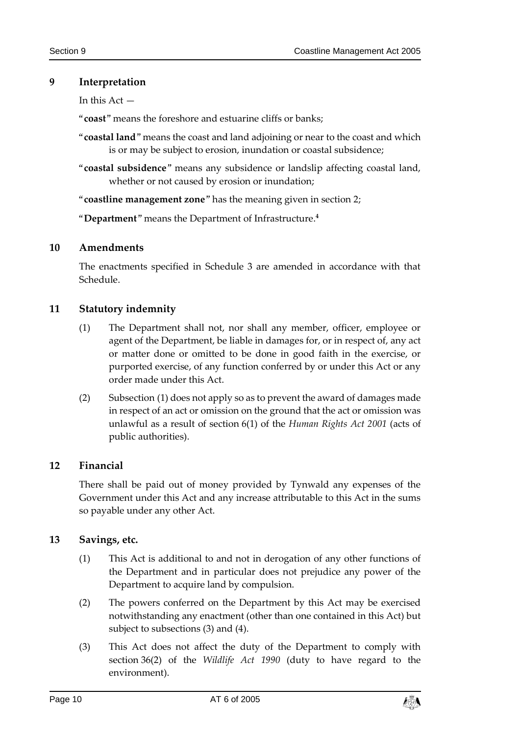## 9 Interpretation

In this Act —

"**coast**" means the foreshore and estuarine cliffs or banks;

"**coastal land**" means the coast and land adjoining or near to the coast and which is or may be subject to erosion, inundation or coastal subsidence;

"**coastal subsidence**" means any subsidence or landslip affecting coastal land, whether or not caused by erosion or inundation;

"**coastline management zone**" has the meaning given in section 2;

"**Department**" means the Department of Infrastructure.[4]

## 10 Amendments

The enactments specified in Schedule 3 are amended in accordance with that Schedule.

## 11 Statutory indemnity

(1) The Department shall not, nor shall any member, officer, employee or agent of the Department, be liable in damages for, or in respect of, any act or matter done or omitted to be done in good faith in the exercise, or purported exercise, of any function conferred by or under this Act or any order made under this Act.

(2) Subsection (1) does not apply so as to prevent the award of damages made in respect of an act or omission on the ground that the act or omission was unlawful as a result of section 6(1) of the *Human Rights Act 2001* (acts of public authorities).

## 12 Financial

There shall be paid out of money provided by Tynwald any expenses of the Government under this Act and any increase attributable to this Act in the sums so payable under any other Act.

## 13 Savings, etc.

(1) This Act is additional to and not in derogation of any other functions of the Department and in particular does not prejudice any power of the Department to acquire land by compulsion.

(2) The powers conferred on the Department by this Act may be exercised notwithstanding any enactment (other than one contained in this Act) but subject to subsections (3) and (4).

(3) This Act does not affect the duty of the Department to comply with section 36(2) of the *Wildlife Act 1990* (duty to have regard to the environment).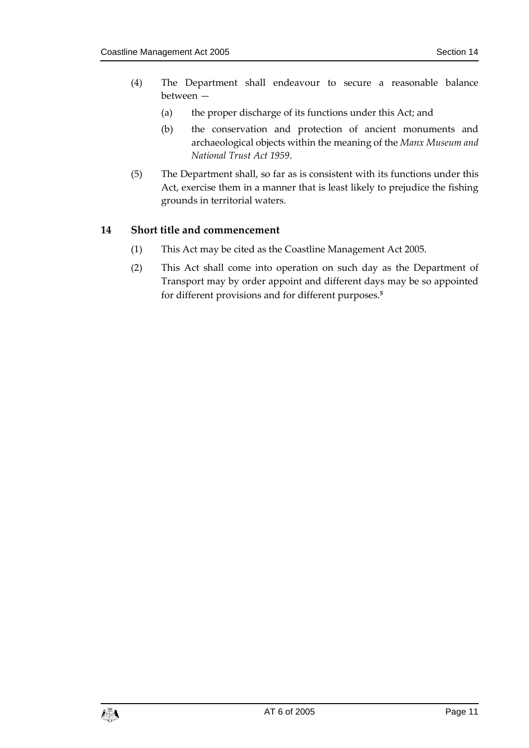(4) The Department shall endeavour to secure a reasonable balance between —

(a) the proper discharge of its functions under this Act; and

(b) the conservation and protection of ancient monuments and archaeological objects within the meaning of the *Manx Museum and National Trust Act 1959*.

(5) The Department shall, so far as is consistent with its functions under this Act, exercise them in a manner that is least likely to prejudice the fishing grounds in territorial waters.

## 14 Short title and commencement

(1) This Act may be cited as the Coastline Management Act 2005.

(2) This Act shall come into operation on such day as the Department of Transport may by order appoint and different days may be so appointed for different provisions and for different purposes.[5]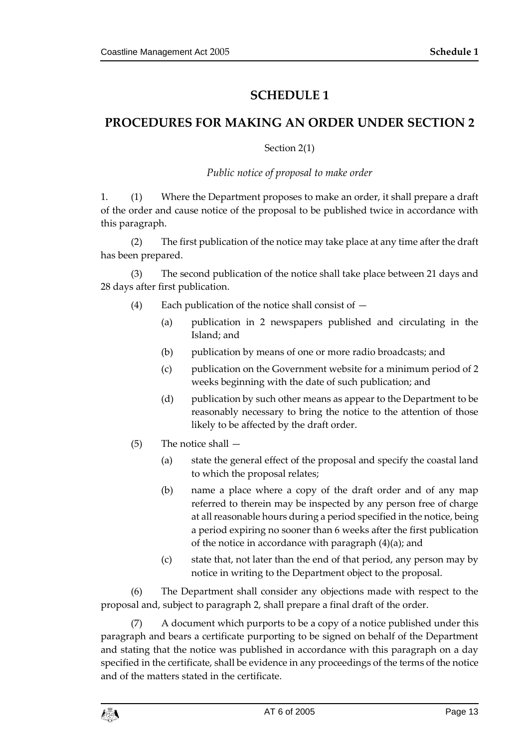# SCHEDULE 1

## PROCEDURES FOR MAKING AN ORDER UNDER SECTION 2

Section 2(1)

*Public notice of proposal to make order*

1. (1) Where the Department proposes to make an order, it shall prepare a draft of the order and cause notice of the proposal to be published twice in accordance with this paragraph.

(2) The first publication of the notice may take place at any time after the draft has been prepared.

(3) The second publication of the notice shall take place between 21 days and 28 days after first publication.

(4) Each publication of the notice shall consist of —

(a) publication in 2 newspapers published and circulating in the Island; and

(b) publication by means of one or more radio broadcasts; and

(c) publication on the Government website for a minimum period of 2 weeks beginning with the date of such publication; and

(d) publication by such other means as appear to the Department to be reasonably necessary to bring the notice to the attention of those likely to be affected by the draft order.

(5) The notice shall —

(a) state the general effect of the proposal and specify the coastal land to which the proposal relates;

(b) name a place where a copy of the draft order and of any map referred to therein may be inspected by any person free of charge at all reasonable hours during a period specified in the notice, being a period expiring no sooner than 6 weeks after the first publication of the notice in accordance with paragraph (4)(a); and

(c) state that, not later than the end of that period, any person may by notice in writing to the Department object to the proposal.

(6) The Department shall consider any objections made with respect to the proposal and, subject to paragraph 2, shall prepare a final draft of the order.

(7) A document which purports to be a copy of a notice published under this paragraph and bears a certificate purporting to be signed on behalf of the Department and stating that the notice was published in accordance with this paragraph on a day specified in the certificate, shall be evidence in any proceedings of the terms of the notice and of the matters stated in the certificate.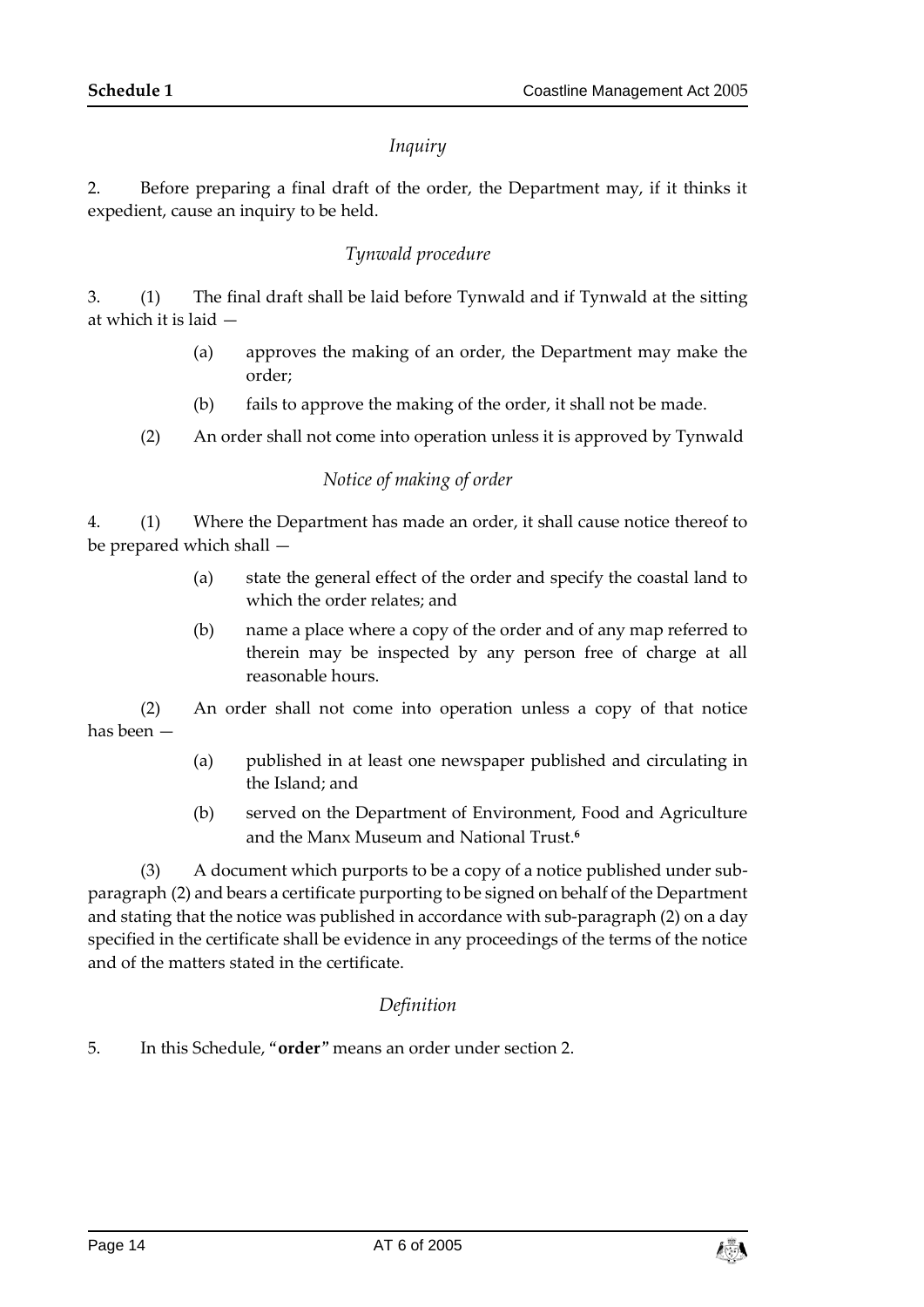*Inquiry*

2. Before preparing a final draft of the order, the Department may, if it thinks it expedient, cause an inquiry to be held.

*Tynwald procedure*

3. (1) The final draft shall be laid before Tynwald and if Tynwald at the sitting at which it is laid —

(a) approves the making of an order, the Department may make the order;

(b) fails to approve the making of the order, it shall not be made.

(2) An order shall not come into operation unless it is approved by Tynwald

*Notice of making of order*

4. (1) Where the Department has made an order, it shall cause notice thereof to be prepared which shall —

(a) state the general effect of the order and specify the coastal land to which the order relates; and

(b) name a place where a copy of the order and of any map referred to therein may be inspected by any person free of charge at all reasonable hours.

(2) An order shall not come into operation unless a copy of that notice has been —

(a) published in at least one newspaper published and circulating in the Island; and

(b) served on the Department of Environment, Food and Agriculture and the Manx Museum and National Trust.[6]

(3) A document which purports to be a copy of a notice published under sub-paragraph (2) and bears a certificate purporting to be signed on behalf of the Department and stating that the notice was published in accordance with sub-paragraph (2) on a day specified in the certificate shall be evidence in any proceedings of the terms of the notice and of the matters stated in the certificate.

*Definition*

5. In this Schedule, "**order**" means an order under section 2.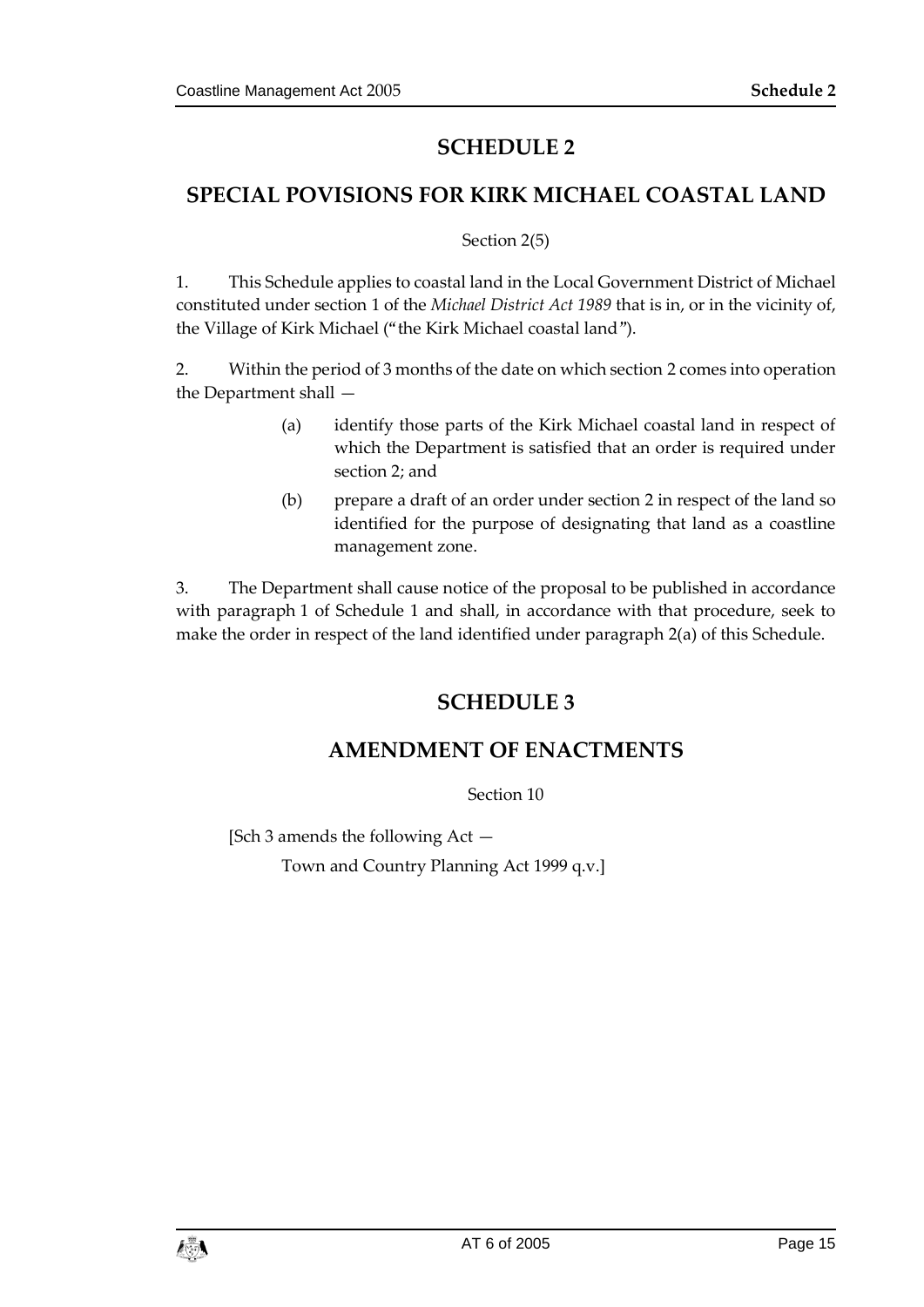# SCHEDULE 2

## SPECIAL POVISIONS FOR KIRK MICHAEL COASTAL LAND

Section 2(5)

1. This Schedule applies to coastal land in the Local Government District of Michael constituted under section 1 of the *Michael District Act 1989* that is in, or in the vicinity of, the Village of Kirk Michael ("the Kirk Michael coastal land").

2. Within the period of 3 months of the date on which section 2 comes into operation the Department shall —

   (a) identify those parts of the Kirk Michael coastal land in respect of which the Department is satisfied that an order is required under section 2; and

   (b) prepare a draft of an order under section 2 in respect of the land so identified for the purpose of designating that land as a coastline management zone.

3. The Department shall cause notice of the proposal to be published in accordance with paragraph 1 of Schedule 1 and shall, in accordance with that procedure, seek to make the order in respect of the land identified under paragraph 2(a) of this Schedule.

# SCHEDULE 3

## AMENDMENT OF ENACTMENTS

Section 10

[Sch 3 amends the following Act —

Town and Country Planning Act 1999 q.v.]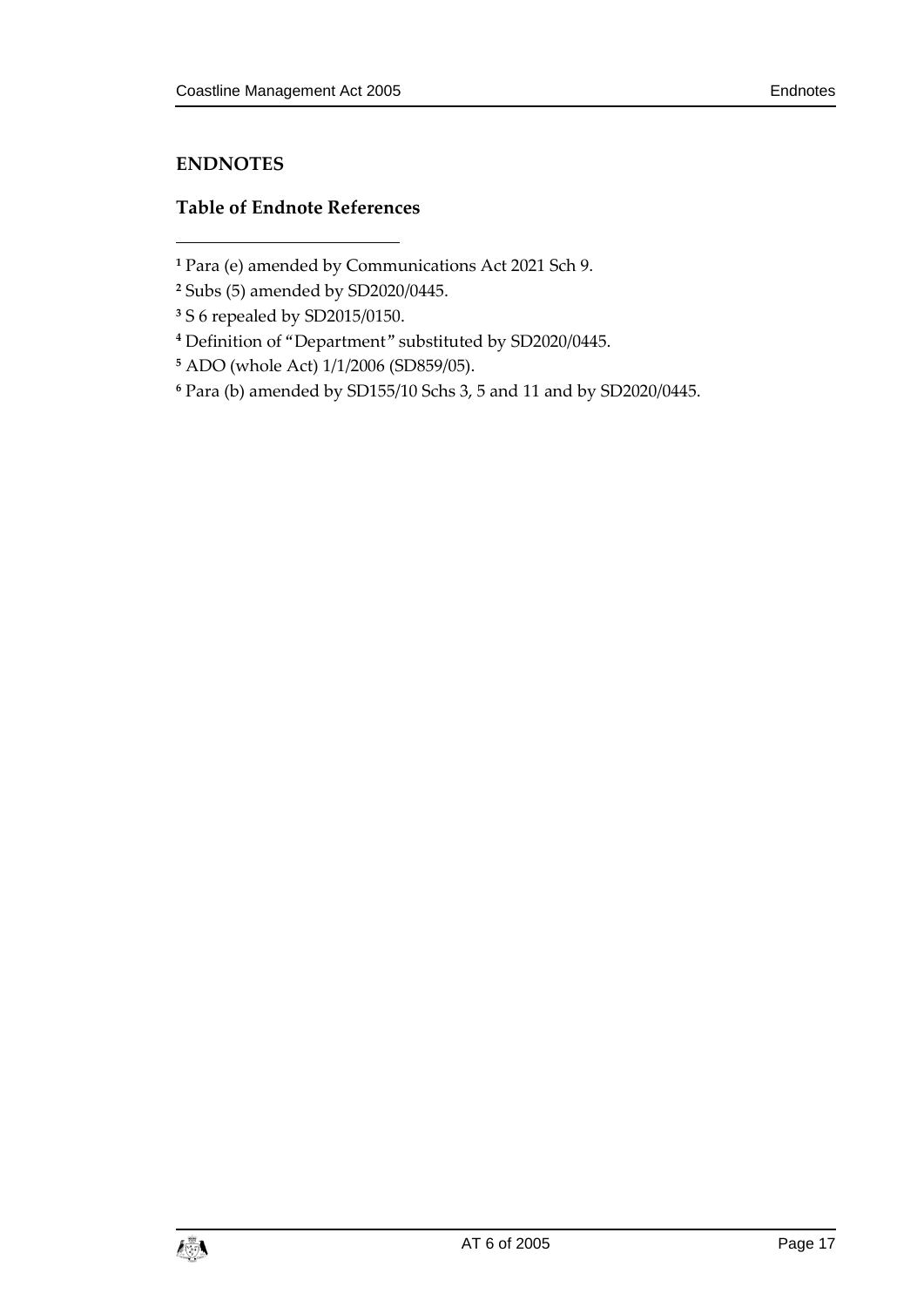## ENDNOTES

### Table of Endnote References

[1] Para (e) amended by Communications Act 2021 Sch 9.

[2] Subs (5) amended by SD2020/0445.

[3] S 6 repealed by SD2015/0150.

[4] Definition of "Department" substituted by SD2020/0445.

[5] ADO (whole Act) 1/1/2006 (SD859/05).

[6] Para (b) amended by SD155/10 Schs 3, 5 and 11 and by SD2020/0445.